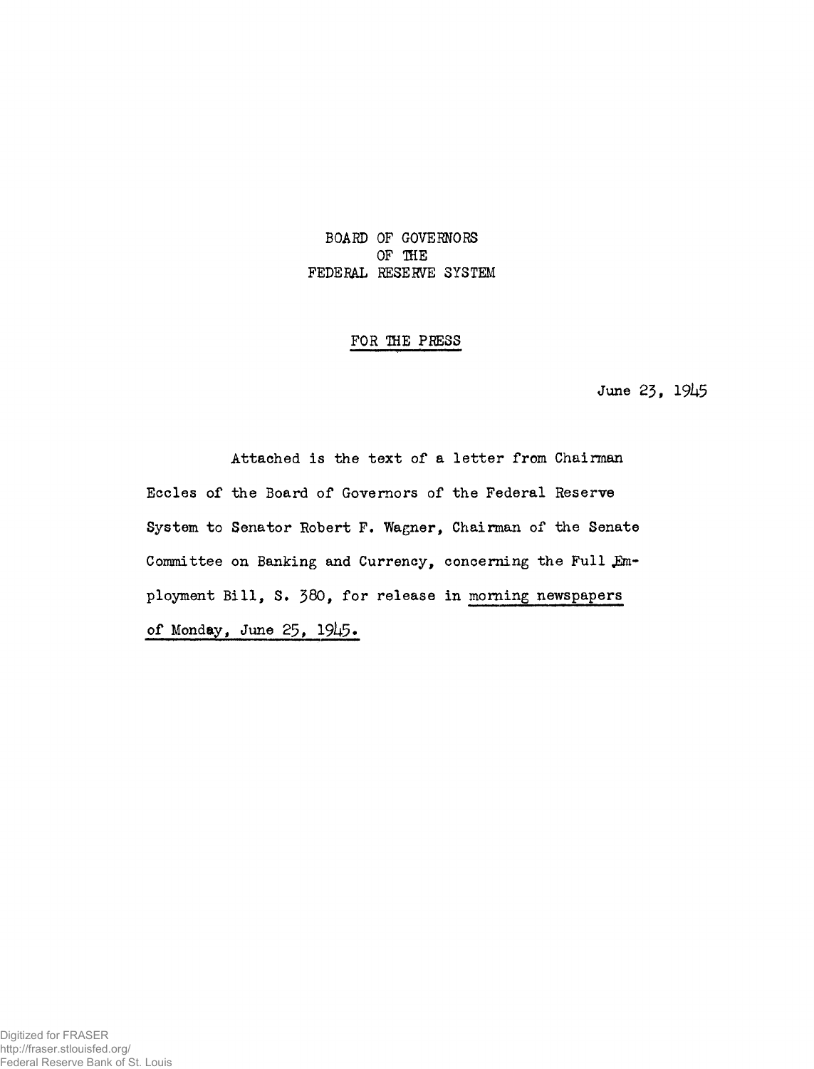BOARD OF GOVERNORS
OF THE
FEDERAL RESERVE SYSTEM

FOR THE PRESS

June 23, 1945

Attached is the text of a letter from Chairman Eccles of the Board of Governors of the Federal Reserve System to Senator Robert F. Wagner, Chairman of the Senate Committee on Banking and Currency, concerning the Full Employment Bill, S. 380, for release in morning newspapers of Monday, June 25, 1945.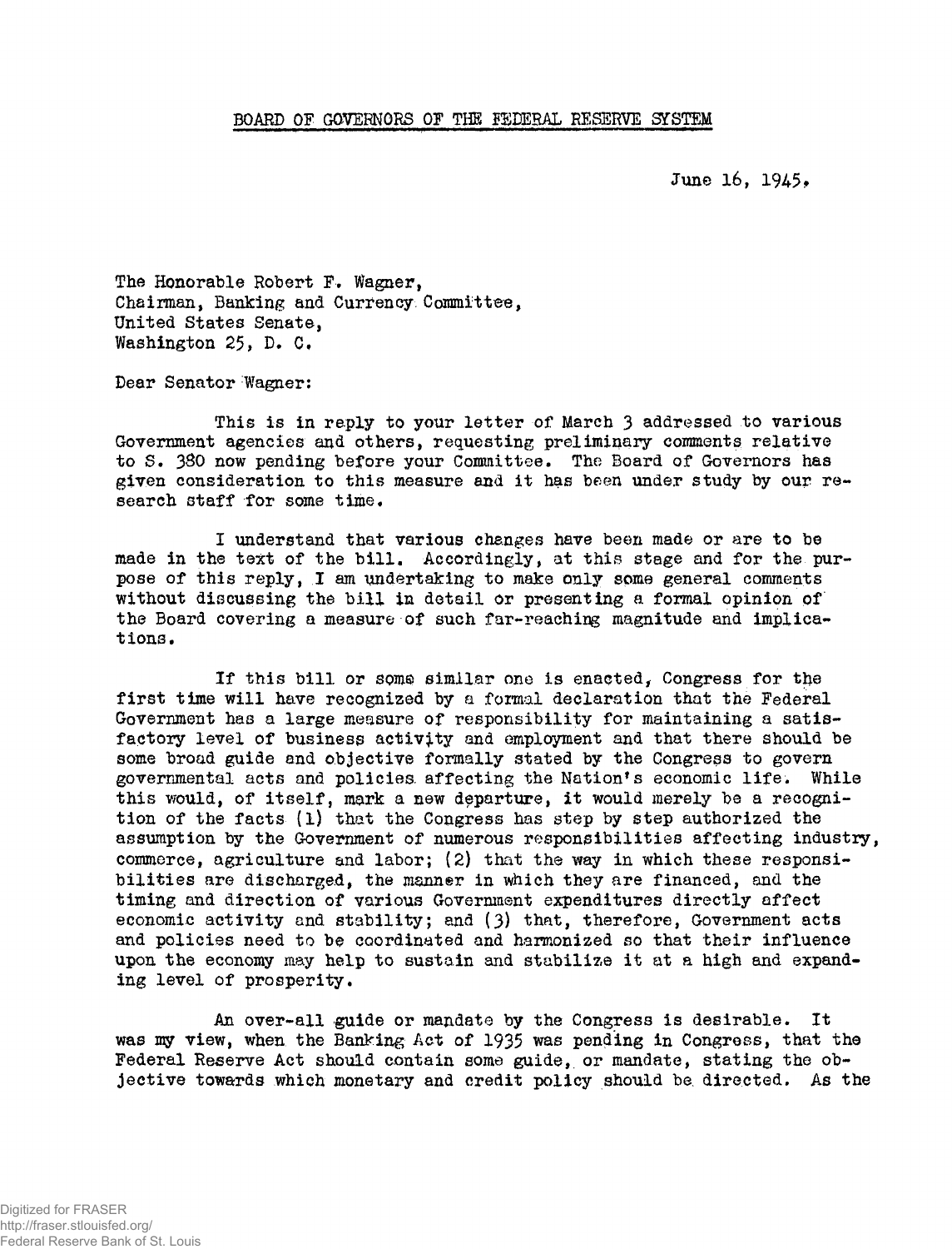BOARD OF GOVERNORS OF THE FEDERAL RESERVE SYSTEM

June 16, 1945.

The Honorable Robert F. Wagner,
Chairman, Banking and Currency Committee,
United States Senate,
Washington 25, D. C.

Dear Senator Wagner:

This is in reply to your letter of March 3 addressed to various Government agencies and others, requesting preliminary comments relative to S. 380 now pending before your Committee. The Board of Governors has given consideration to this measure and it has been under study by our research staff for some time.

I understand that various changes have been made or are to be made in the text of the bill. Accordingly, at this stage and for the purpose of this reply, I am undertaking to make only some general comments without discussing the bill in detail or presenting a formal opinion of the Board covering a measure of such far-reaching magnitude and implications.

If this bill or some similar one is enacted, Congress for the first time will have recognized by a formal declaration that the Federal Government has a large measure of responsibility for maintaining a satisfactory level of business activity and employment and that there should be some broad guide and objective formally stated by the Congress to govern governmental acts and policies affecting the Nation's economic life. While this would, of itself, mark a new departure, it would merely be a recognition of the facts (1) that the Congress has step by step authorized the assumption by the Government of numerous responsibilities affecting industry, commerce, agriculture and labor; (2) that the way in which these responsibilities are discharged, the manner in which they are financed, and the timing and direction of various Government expenditures directly affect economic activity and stability; and (3) that, therefore, Government acts and policies need to be coordinated and harmonized so that their influence upon the economy may help to sustain and stabilize it at a high and expanding level of prosperity.

An over-all guide or mandate by the Congress is desirable. It was my view, when the Banking Act of 1935 was pending in Congress, that the Federal Reserve Act should contain some guide, or mandate, stating the objective towards which monetary and credit policy should be directed. As the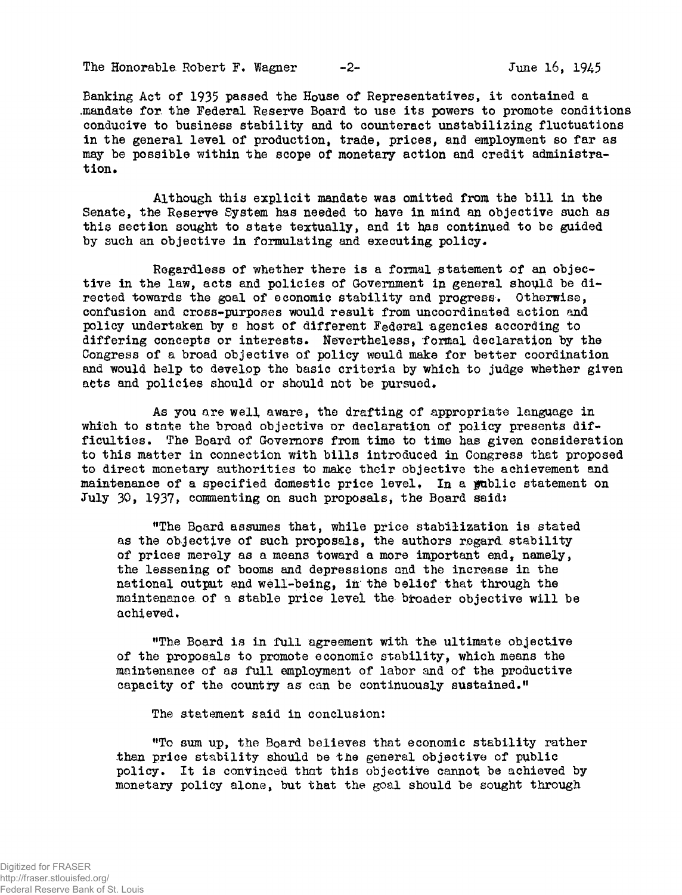Banking Act of 1935 passed the House of Representatives, it contained a mandate for the Federal Reserve Board to use its powers to promote conditions conducive to business stability and to counteract unstabilizing fluctuations in the general level of production, trade, prices, and employment so far as may be possible within the scope of monetary action and credit administration.

Although this explicit mandate was omitted from the bill in the Senate, the Reserve System has needed to have in mind an objective such as this section sought to state textually, and it has continued to be guided by such an objective in formulating and executing policy.

Regardless of whether there is a formal statement of an objective in the law, acts and policies of Government in general should be directed towards the goal of economic stability and progress. Otherwise, confusion and cross-purposes would result from uncoordinated action and policy undertaken by a host of different Federal agencies according to differing concepts or interests. Nevertheless, formal declaration by the Congress of a broad objective of policy would make for better coordination and would help to develop the basic criteria by which to judge whether given acts and policies should or should not be pursued.

As you are well aware, the drafting of appropriate language in which to state the broad objective or declaration of policy presents difficulties. The Board of Governors from time to time has given consideration to this matter in connection with bills introduced in Congress that proposed to direct monetary authorities to make their objective the achievement and maintenance of a specified domestic price level. In a public statement on July 30, 1937, commenting on such proposals, the Board said:

> "The Board assumes that, while price stabilization is stated as the objective of such proposals, the authors regard stability of prices merely as a means toward a more important end, namely, the lessening of booms and depressions and the increase in the national output and well-being, in the belief that through the maintenance of a stable price level the broader objective will be achieved.
>
> "The Board is in full agreement with the ultimate objective of the proposals to promote economic stability, which means the maintenance of as full employment of labor and of the productive capacity of the country as can be continuously sustained."

The statement said in conclusion:

> "To sum up, the Board believes that economic stability rather than price stability should be the general objective of public policy. It is convinced that this objective cannot be achieved by monetary policy alone, but that the goal should be sought through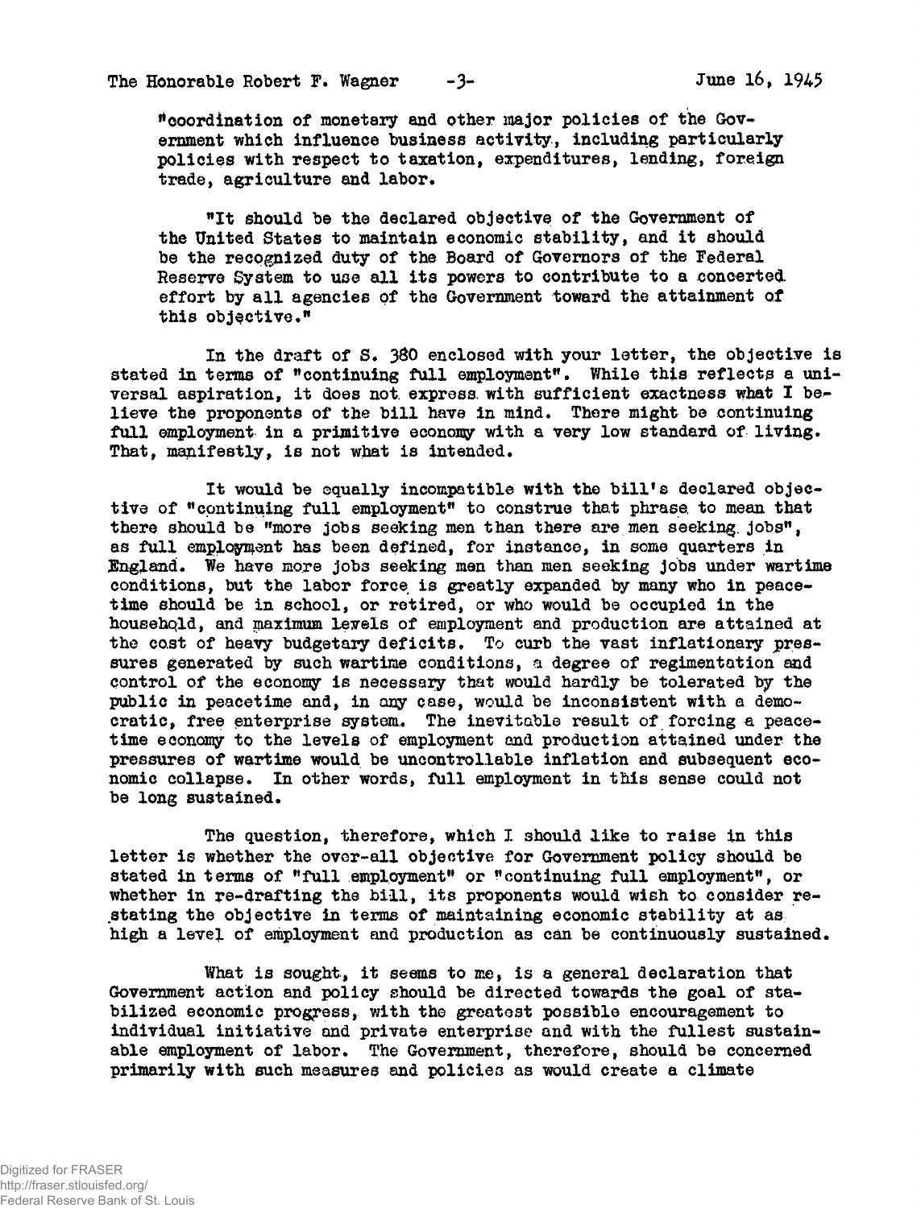"coordination of monetary and other major policies of the Government which influence business activity, including particularly policies with respect to taxation, expenditures, lending, foreign trade, agriculture and labor.

"It should be the declared objective of the Government of the United States to maintain economic stability, and it should be the recognized duty of the Board of Governors of the Federal Reserve System to use all its powers to contribute to a concerted effort by all agencies of the Government toward the attainment of this objective."

In the draft of S. 380 enclosed with your letter, the objective is stated in terms of "continuing full employment". While this reflects a universal aspiration, it does not express with sufficient exactness what I believe the proponents of the bill have in mind. There might be continuing full employment in a primitive economy with a very low standard of living. That, manifestly, is not what is intended.

It would be equally incompatible with the bill's declared objective of "continuing full employment" to construe that phrase to mean that there should be "more jobs seeking men than there are men seeking jobs", as full employment has been defined, for instance, in some quarters in England. We have more jobs seeking men than men seeking jobs under wartime conditions, but the labor force is greatly expanded by many who in peacetime should be in school, or retired, or who would be occupied in the household, and maximum levels of employment and production are attained at the cost of heavy budgetary deficits. To curb the vast inflationary pressures generated by such wartime conditions, a degree of regimentation and control of the economy is necessary that would hardly be tolerated by the public in peacetime and, in any case, would be inconsistent with a democratic, free enterprise system. The inevitable result of forcing a peacetime economy to the levels of employment and production attained under the pressures of wartime would be uncontrollable inflation and subsequent economic collapse. In other words, full employment in this sense could not be long sustained.

The question, therefore, which I should like to raise in this letter is whether the over-all objective for Government policy should be stated in terms of "full employment" or "continuing full employment", or whether in re-drafting the bill, its proponents would wish to consider restating the objective in terms of maintaining economic stability at as high a level of employment and production as can be continuously sustained.

What is sought, it seems to me, is a general declaration that Government action and policy should be directed towards the goal of stabilized economic progress, with the greatest possible encouragement to individual initiative and private enterprise and with the fullest sustainable employment of labor. The Government, therefore, should be concerned primarily with such measures and policies as would create a climate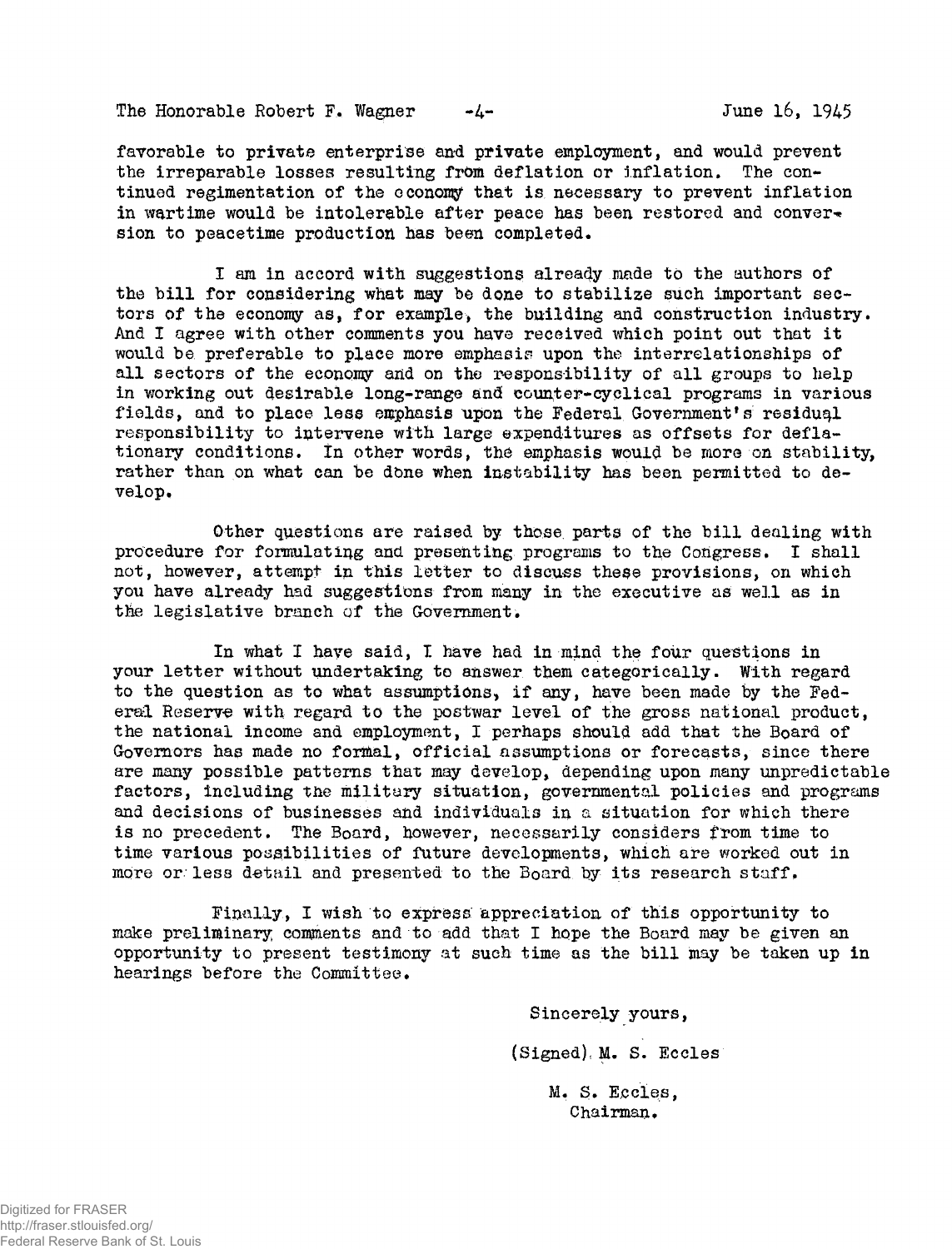favorable to private enterprise and private employment, and would prevent the irreparable losses resulting from deflation or inflation. The continued regimentation of the economy that is necessary to prevent inflation in wartime would be intolerable after peace has been restored and conversion to peacetime production has been completed.

I am in accord with suggestions already made to the authors of the bill for considering what may be done to stabilize such important sectors of the economy as, for example, the building and construction industry. And I agree with other comments you have received which point out that it would be preferable to place more emphasis upon the interrelationships of all sectors of the economy and on the responsibility of all groups to help in working out desirable long-range and counter-cyclical programs in various fields, and to place less emphasis upon the Federal Government's residual responsibility to intervene with large expenditures as offsets for deflationary conditions. In other words, the emphasis would be more on stability, rather than on what can be done when instability has been permitted to develop.

Other questions are raised by those parts of the bill dealing with procedure for formulating and presenting programs to the Congress. I shall not, however, attempt in this letter to discuss these provisions, on which you have already had suggestions from many in the executive as well as in the legislative branch of the Government.

In what I have said, I have had in mind the four questions in your letter without undertaking to answer them categorically. With regard to the question as to what assumptions, if any, have been made by the Federal Reserve with regard to the postwar level of the gross national product, the national income and employment, I perhaps should add that the Board of Governors has made no formal, official assumptions or forecasts, since there are many possible patterns that may develop, depending upon many unpredictable factors, including the military situation, governmental policies and programs and decisions of businesses and individuals in a situation for which there is no precedent. The Board, however, necessarily considers from time to time various possibilities of future developments, which are worked out in more or less detail and presented to the Board by its research staff.

Finally, I wish to express appreciation of this opportunity to make preliminary comments and to add that I hope the Board may be given an opportunity to present testimony at such time as the bill may be taken up in hearings before the Committee.

Sincerely yours,

(Signed) M. S. Eccles

M. S. Eccles,
Chairman.